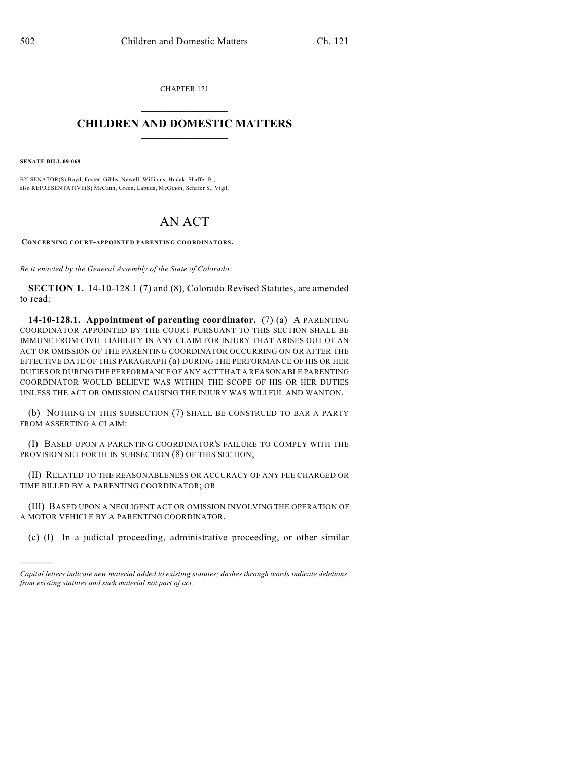CHAPTER 121

# CHILDREN AND DOMESTIC MATTERS

**SENATE BILL 09-069**

BY SENATOR(S) Boyd, Foster, Gibbs, Newell, Williams, Hudak, Shaffer B.; also REPRESENTATIVE(S) McCann, Green, Labuda, McGihon, Schafer S., Vigil.

# AN ACT

**CONCERNING COURT-APPOINTED PARENTING COORDINATORS.**

*Be it enacted by the General Assembly of the State of Colorado:*

**SECTION 1.** 14-10-128.1 (7) and (8), Colorado Revised Statutes, are amended to read:

**14-10-128.1. Appointment of parenting coordinator.** (7) (a) A PARENTING COORDINATOR APPOINTED BY THE COURT PURSUANT TO THIS SECTION SHALL BE IMMUNE FROM CIVIL LIABILITY IN ANY CLAIM FOR INJURY THAT ARISES OUT OF AN ACT OR OMISSION OF THE PARENTING COORDINATOR OCCURRING ON OR AFTER THE EFFECTIVE DATE OF THIS PARAGRAPH (a) DURING THE PERFORMANCE OF HIS OR HER DUTIES OR DURING THE PERFORMANCE OF ANY ACT THAT A REASONABLE PARENTING COORDINATOR WOULD BELIEVE WAS WITHIN THE SCOPE OF HIS OR HER DUTIES UNLESS THE ACT OR OMISSION CAUSING THE INJURY WAS WILLFUL AND WANTON.

(b) NOTHING IN THIS SUBSECTION (7) SHALL BE CONSTRUED TO BAR A PARTY FROM ASSERTING A CLAIM:

(I) BASED UPON A PARENTING COORDINATOR'S FAILURE TO COMPLY WITH THE PROVISION SET FORTH IN SUBSECTION (8) OF THIS SECTION;

(II) RELATED TO THE REASONABLENESS OR ACCURACY OF ANY FEE CHARGED OR TIME BILLED BY A PARENTING COORDINATOR; OR

(III) BASED UPON A NEGLIGENT ACT OR OMISSION INVOLVING THE OPERATION OF A MOTOR VEHICLE BY A PARENTING COORDINATOR.

(c) (I) In a judicial proceeding, administrative proceeding, or other similar

---

*Capital letters indicate new material added to existing statutes; dashes through words indicate deletions from existing statutes and such material not part of act.*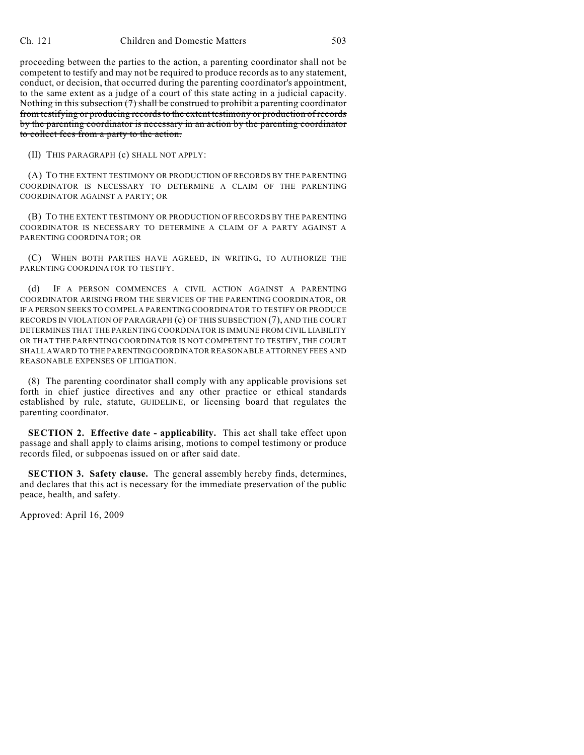proceeding between the parties to the action, a parenting coordinator shall not be competent to testify and may not be required to produce records as to any statement, conduct, or decision, that occurred during the parenting coordinator's appointment, to the same extent as a judge of a court of this state acting in a judicial capacity. ~~Nothing in this subsection (7) shall be construed to prohibit a parenting coordinator from testifying or producing records to the extent testimony or production of records by the parenting coordinator is necessary in an action by the parenting coordinator to collect fees from a party to the action.~~

(II) THIS PARAGRAPH (c) SHALL NOT APPLY:

(A) TO THE EXTENT TESTIMONY OR PRODUCTION OF RECORDS BY THE PARENTING COORDINATOR IS NECESSARY TO DETERMINE A CLAIM OF THE PARENTING COORDINATOR AGAINST A PARTY; OR

(B) TO THE EXTENT TESTIMONY OR PRODUCTION OF RECORDS BY THE PARENTING COORDINATOR IS NECESSARY TO DETERMINE A CLAIM OF A PARTY AGAINST A PARENTING COORDINATOR; OR

(C) WHEN BOTH PARTIES HAVE AGREED, IN WRITING, TO AUTHORIZE THE PARENTING COORDINATOR TO TESTIFY.

(d) IF A PERSON COMMENCES A CIVIL ACTION AGAINST A PARENTING COORDINATOR ARISING FROM THE SERVICES OF THE PARENTING COORDINATOR, OR IF A PERSON SEEKS TO COMPEL A PARENTING COORDINATOR TO TESTIFY OR PRODUCE RECORDS IN VIOLATION OF PARAGRAPH (c) OF THIS SUBSECTION (7), AND THE COURT DETERMINES THAT THE PARENTING COORDINATOR IS IMMUNE FROM CIVIL LIABILITY OR THAT THE PARENTING COORDINATOR IS NOT COMPETENT TO TESTIFY, THE COURT SHALL AWARD TO THE PARENTING COORDINATOR REASONABLE ATTORNEY FEES AND REASONABLE EXPENSES OF LITIGATION.

(8) The parenting coordinator shall comply with any applicable provisions set forth in chief justice directives and any other practice or ethical standards established by rule, statute, GUIDELINE, or licensing board that regulates the parenting coordinator.

**SECTION 2. Effective date - applicability.** This act shall take effect upon passage and shall apply to claims arising, motions to compel testimony or produce records filed, or subpoenas issued on or after said date.

**SECTION 3. Safety clause.** The general assembly hereby finds, determines, and declares that this act is necessary for the immediate preservation of the public peace, health, and safety.

Approved: April 16, 2009